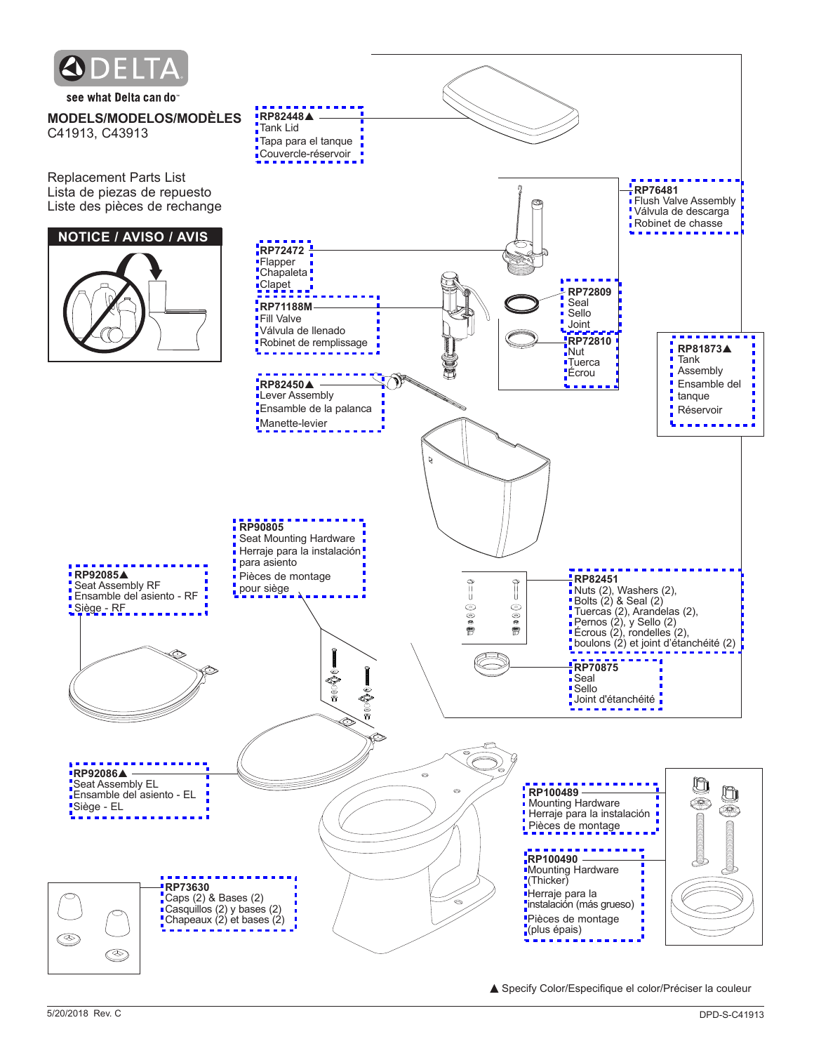DELTA

see what Delta can do™

**MODELS/MODELOS/MODÈLES**
C41913, C43913

Replacement Parts List
Lista de piezas de repuesto
Liste des pièces de rechange

**NOTICE / AVISO / AVIS**

**RP82448▲**
Tank Lid
Tapa para el tanque
Couvercle-réservoir

**RP76481**
Flush Valve Assembly
Válvula de descarga
Robinet de chasse

**RP72472**
Flapper
Chapaleta
Clapet

**RP71188M**
Fill Valve
Válvula de llenado
Robinet de remplissage

**RP72809**
Seal
Sello
Joint

**RP72810**
Nut
Tuerca
Écrou

**RP81873▲**
Tank Assembly
Ensamble del tanque
Réservoir

**RP82450▲**
Lever Assembly
Ensamble de la palanca
Manette-levier

**RP90805**
Seat Mounting Hardware
Herraje para la instalación para asiento
Pièces de montage pour siège

**RP92085▲**
Seat Assembly RF
Ensamble del asiento - RF
Siège - RF

**RP82451**
Nuts (2), Washers (2), Bolts (2) & Seal (2)
Tuercas (2), Arandelas (2), Pernos (2), y Sello (2)
Écrous (2), rondelles (2), boulons (2) et joint d'étanchéité (2)

**RP70875**
Seal
Sello
Joint d'étanchéité

**RP92086▲**
Seat Assembly EL
Ensamble del asiento - EL
Siège - EL

**RP100489**
Mounting Hardware
Herraje para la instalación
Pièces de montage

**RP100490**
Mounting Hardware (Thicker)
Herraje para la instalación (más grueso)
Pièces de montage (plus épais)

**RP73630**
Caps (2) & Bases (2)
Casquillos (2) y bases (2)
Chapeaux (2) et bases (2)

▲ Specify Color/Especifique el color/Préciser la couleur

5/20/2018 Rev. C

DPD-S-C41913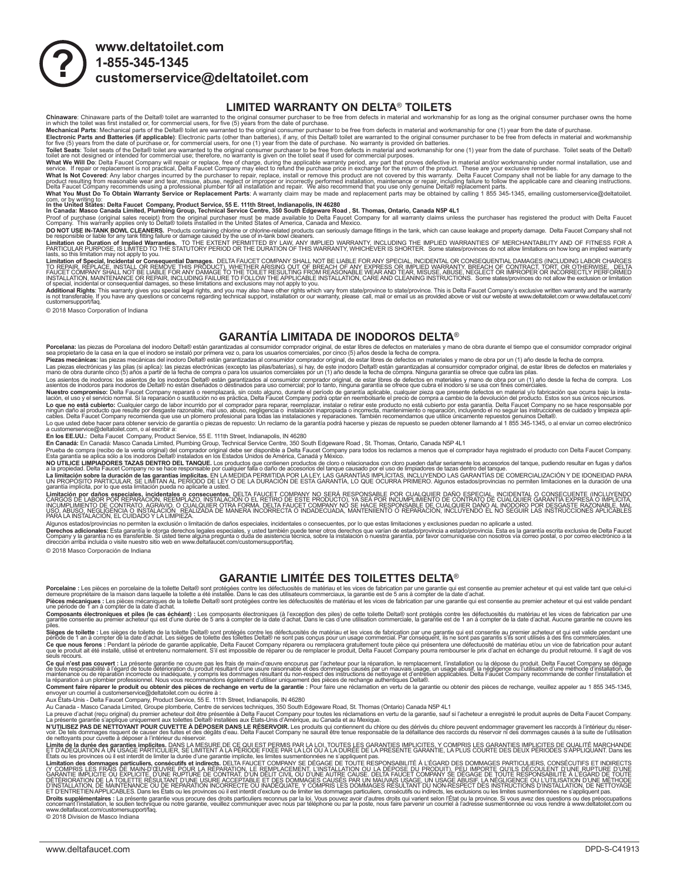**www.deltatoilet.com**
**1-855-345-1345**
**customerservice@deltatoilet.com**

## LIMITED WARRANTY ON DELTA® TOILETS

**Chinaware**: Chinaware parts of the Delta® toilet are warranted to the original consumer purchaser to be free from defects in material and workmanship for as long as the original consumer purchaser owns the home in which the toilet was first installed or, for commercial users, for five (5) years from the date of purchase.

**Mechanical Parts**: Mechanical parts of the Delta® toilet are warranted to the original consumer purchaser to be free from defects in material and workmanship for one (1) year from the date of purchase.

**Electronic Parts and Batteries (if applicable)**: Electronic parts (other than batteries), if any, of this Delta® toilet are warranted to the original consumer purchaser to be free from defects in material and workmanship for five (5) years from the date of purchase or, for commercial users, for one (1) year from the date of purchase. No warranty is provided on batteries.

**Toilet Seats**: Toilet seats of the Delta® toilet are warranted to the original consumer purchaser to be free from defects in material and workmanship for one (1) year from the date of purchase. Toilet seats of the Delta® toilet are not designed or intended for commercial use; therefore, no warranty is given on the toilet seat if used for commercial purposes.

**What We Will Do**: Delta Faucet Company will repair or replace, free of charge, during the applicable warranty period, any part that proves defective in material and/or workmanship under normal installation, use and service. If repair or replacement is not practical, Delta Faucet Company may elect to refund the purchase price in exchange for the return of the product. These are your exclusive remedies.

**What Is Not Covered**: Any labor charges incurred by the purchaser to repair, replace, install or remove this product are not covered by this warranty. Delta Faucet Company shall not be liable for any damage to the product resulting from reasonable wear and tear, misuse, abuse, neglect or improper or incorrectly performed installation, maintenance or repair, including failure to follow the applicable care and cleaning instructions. Delta Faucet Company recommends using a professional plumber for all installation and repair. We also recommend that you use only genuine Delta® replacement parts.

**What You Must Do To Obtain Warranty Service or Replacement Parts**: A warranty claim may be made and replacement parts may be obtained by calling 1 855 345-1345, emailing customerservice@deltatoilet.com, or by writing to:

**In the United States: Delta Faucet Company, Product Service, 55 E. 111th Street, Indianapolis, IN 46280**

**In Canada: Masco Canada Limited, Plumbing Group, Technical Service Centre, 350 South Edgeware Road , St. Thomas, Ontario, Canada N5P 4L1**

Proof of purchase (original sales receipt) from the original purchaser must be made available to Delta Faucet Company for all warranty claims unless the purchaser has registered the product with Delta Faucet Company. This warranty applies only to Delta® toilets installed in the United States of America, Canada and Mexico.

**DO NOT USE IN-TANK BOWL CLEANERS.** Products containing chlorine or chlorine-related products can seriously damage fittings in the tank, which can cause leakage and property damage. Delta Faucet Company shall not be responsible or liable for any tank fitting failure or damage caused by the use of in-tank bowl cleaners.

**Limitation on Duration of Implied Warranties.** TO THE EXTENT PERMITTED BY LAW, ANY IMPLIED WARRANTY, INCLUDING THE IMPLIED WARRANTIES OF MERCHANTABILITY AND OF FITNESS FOR A PARTICULAR PURPOSE, IS LIMITED TO THE STATUTORY PERIOD OR THE DURATION OF THIS WARRANTY, WHICHEVER IS SHORTER. Some states/provinces do not allow limitations on how long an implied warranty lasts, so this limitation may not apply to you.

**Limitation of Special, Incidental or Consequential Damages.** DELTA FAUCET COMPANY SHALL NOT BE LIABLE FOR ANY SPECIAL, INCIDENTAL OR CONSEQUENTIAL DAMAGES (INCLUDING LABOR CHARGES TO REPAIR, REPLACE, INSTALL OR REMOVE THIS PRODUCT), WHETHER ARISING OUT OF BREACH OF ANY EXPRESS OR IMPLIED WARRANTY, BREACH OF CONTRACT, TORT, OR OTHERWISE. DELTA FAUCET COMPANY SHALL NOT BE LIABLE FOR ANY DAMAGE TO THE TOILET RESULTING FROM REASONABLE WEAR AND TEAR, MISUSE, ABUSE, NEGLECT OR IMPROPER OR INCORRECTLY PERFORMED INSTALLATION, MAINTENANCE OR REPAIR, INCLUDING FAILURE TO FOLLOW THE APPLICABLE INSTALLATION, CARE AND CLEANING INSTRUCTIONS. Some states/provinces do not allow the exclusion or limitation of special, incidental or consequential damages, so these limitations and exclusions may not apply to you.

**Additional Rights**: This warranty gives you special legal rights, and you may also have other rights which vary from state/province to state/province. This is Delta Faucet Company's exclusive written warranty and the warranty is not transferable. If you have any questions or concerns regarding technical support, installation or our warranty, please call, mail or email us as provided above or visit our website at www.deltatoilet.com or www.deltafaucet.com/customersupport/faq.

© 2018 Masco Corporation of Indiana

## GARANTÍA LIMITADA DE INODOROS DELTA®

**Porcelana:** las piezas de Porcelana del inodoro Delta® están garantizadas al consumidor comprador original, de estar libres de defectos en materiales y mano de obra durante el tiempo que el consumidor comprador original sea propietario de la casa en la que el inodoro se instaló por primera vez o, para los usuarios comerciales, por cinco (5) años desde la fecha de compra.

**Piezas mecánicas:** las piezas mecánicas del inodoro Delta® están garantizadas al consumidor comprador original, de estar libres de defectos en materiales y mano de obra por un (1) año desde la fecha de compra.

Las piezas electrónicas y las pilas (si aplica): las piezas electrónicas (excepto las pilas/baterías), si hay, de este inodoro Delta® están garantizadas al consumidor comprador original, de estar libres de defectos en materiales y mano de obra durante cinco (5) años a partir de la fecha de compra o para los usuarios comerciales por un (1) año desde la fecha de compra. Ninguna garantía se ofrece que cubra las pilas.

Los asientos de inodoros: los asientos de los inodoros Delta® están garantizados al consumidor comprador original, de estar libres de defectos en materiales y mano de obra por un (1) año desde la fecha de compra. Los asientos de inodoros para inodoros de Delta® no están diseñados o destinados para uso comercial; por lo tanto, ninguna garantía se ofrece que cubra el inodoro si se usa con fines comerciales.

**Nuestro compromiso:** Delta Faucet Company reparará o reemplazará, sin costo alguno, durante el período de garantía aplicable, cualquier pieza que presente defectos en material y/o fabricación que ocurra bajo la instalación, el uso y el servicio normal. Si la reparación o sustitución no es práctica, Delta Faucet Company podrá optar en reembolsarle el precio de compra a cambio de la devolución del producto. Estos son sus únicos recursos.

**Lo que no está cubierto:** Cualquier cargo de labor incurrido por el comprador para reparar, reemplazar, instalar o retirar este producto no está cubierto por esta garantía. Delta Faucet Company no se hace responsable por ningún daño al producto que resulte por desgaste razonable, mal uso, abuso, negligencia o instalación inapropiada o incorrecta, mantenimiento o reparación, incluyendo el no seguir las instrucciones de cuidado y limpieza aplicables. Delta Faucet Company recomienda que use un plomero profesional para todas las instalaciones y reparaciones. También recomendamos que utilice únicamente repuestos genuinos Delta®.

Lo que usted debe hacer para obtener servicio de garantía o piezas de repuesto: Un reclamo de la garantía podrá hacerse y piezas de repuesto se pueden obtener llamando al 1 855 345-1345, o al enviar un correo electrónico a customerservice@deltatoilet.com, o al escribir a:

**En los EE.UU.:** Delta Faucet Company, Product Service, 55 E. 111th Street, Indianapolis, IN 46280

**En Canadá:** En Canadá: Masco Canada Limited, Plumbing Group, Technical Service Centre, 350 South Edgeware Road , St. Thomas, Ontario, Canada N5P 4L1

Prueba de compra (recibo de la venta original) del comprador original debe ser disponible a Delta Faucet Company para todos los reclamos a menos que el comprador haya registrado el producto con Delta Faucet Company. Esta garantía se aplica sólo a los inodoros Delta® instalados en los Estados Unidos de América, Canadá y México.

**NO UTILICE LIMPIADORES TAZAS DENTRO DEL TANQUE.** Los productos que contienen productos de cloro o relacionados con cloro pueden dañar seriamente los accesorios del tanque, pudiendo resultar en fugas y daños a la propiedad. Delta Faucet Company no se hace responsable por cualquier falla o daño de accesorios del tanque causado por el uso de limpiadores de tazas dentro del tanque.

**La limitación sobre la duración de las garantías implícitas.** EN LA MEDIDA PERMITIDA POR LA LEY, LAS GARANTÍAS IMPLÍCITAS, INCLUYENDO LAS GARANTÍAS DE COMERCIALIZACIÓN Y DE IDONEIDAD PARA UN PROPÓSITO PARTICULAR, SE LIMITAN AL PERÍODO DE LEY O DE LA DURACIÓN DE ESTA GARANTÍA, LO QUE OCURRA PRIMERO. Algunos estados/provincias no permiten limitaciones en la duración de una garantía implícita, por lo que esta limitación pueda no aplicarle a usted.

**Limitación por daños especiales, incidentales o consecuentes.** DELTA FAUCET COMPANY NO SERÁ RESPONSABLE POR CUALQUIER DAÑO ESPECIAL, INCIDENTAL O CONSECUENTE (INCLUYENDO CARGOS DE LABOR POR REPARACIÓN, REEMPLAZO, INSTALACIÓN O EL RETIRO DE ESTE PRODUCTO), YA SEA POR INCUMPLIMIENTO DE CONTRATO DE CUALQUIER GARANTÍA EXPRESA O IMPLÍCITA, INCUMPLIMIENTO DE CONTRATO, AGRAVIO, O CUALQUIER OTRA FORMA. DELTA FAUCET COMPANY NO SE HACE RESPONSABLE DE CUALQUIER DAÑO AL INODORO POR DESGASTE RAZONABLE, MAL USO, ABUSO, NEGLIGENCIA O INSTALACIÓN REALIZADA DE MANERA INCORRECTA O INADECUADA, MANTENIIENTO O REPARACIÓN, INCLUYENDO EL NO SEGUIR LAS INSTRUCCIONES APLICABLES PARA LA INSTALACIÓN, EL CUIDADO Y LA LIMPIEZA.

Algunos estados/provincias no permiten la exclusión o limitación de daños especiales, incidentales o consecuentes, por lo que estas limitaciones y exclusiones puedan no aplicarle a usted.

**Derechos adicionales:** Esta garantía le otorga derechos legales especiales, y usted también puede tener otros derechos que varían de estado/provincia a estado/provincia. Esta es la garantía escrita exclusiva de Delta Faucet Company y la garantía no es transferible. Si usted tiene alguna pregunta o duda de asistencia técnica, sobre la instalación o nuestra garantía, por favor comuníquese con nosotros vía correo postal, o por correo electrónico a la dirección arriba incluida o visite nuestro sitio web en www.deltafaucet.com/customersupport/faq.

© 2018 Masco Corporación de Indiana

## GARANTIE LIMITÉE DES TOILETTES DELTA®

**Porcelaine :** Les pièces en porcelaine de la toilette Delta® sont protégées contre les défectuosités de matériau et les vices de fabrication par une garantie qui est consentie au premier acheteur et qui est valide tant que celui-ci demeure propriétaire de la maison dans laquelle la toilette a été installée. Dans le cas des utilisateurs commerciaux, la garantie est de 5 ans à compter de la date d'achat.

**Pièces mécaniques :** Les pièces mécaniques de la toilette Delta® sont protégées contre les défectuosités de matériau et les vices de fabrication par une garantie qui est consentie au premier acheteur et qui est valide pendant une période de 1 an à compter de la date d'achat.

**Composants électroniques et piles (le cas échéant) :** Les composants électroniques (à l'exception des piles) de cette toilette Delta® sont protégés contre les défectuosités du matériau et les vices de fabrication par une garantie consentie au premier acheteur qui est d'une durée de 5 ans à compter de la date d'achat. Dans le cas d'une utilisation commerciale, la garantie est de 1 an à compter de la date d'achat. Aucune garantie ne couvre les piles.

**Sièges de toilette :** Les sièges de toilette de la toilette Delta® sont protégés contre les défectuosités de matériau et les vices de fabrication par une garantie qui est consentie au premier acheteur et qui est valide pendant une période de 1 an à compter de la date d'achat. Les sièges de toilette des toilettes Delta® ne sont pas conçus pour un usage commercial. Par conséquent, ils ne sont pas garantis s'ils sont utilisés à des fins commerciales.

**Ce que nous ferons :** Pendant la période de garantie applicable, Delta Faucet Company réparera ou remplacera gratuitement toute pièce qui présentera une défectuosité de matériau et/ou un vice de fabrication pour autant que le produit ait été installé, utilisé et entretenu normalement. S'il est impossible de réparer ou de remplacer le produit, Delta Faucet Company pourra rembourser le prix d'achat en échange du produit retourné. Il s'agit de vos seuls recours.

**Ce qui n'est pas couvert :** La présente garantie ne couvre pas les frais de main-d'œuvre encourus par l'acheteur pour la réparation, le remplacement, l'installation ou la dépose du produit. Delta Faucet Company se dégage de toute responsabilité à l'égard de toute détérioration du produit résultant d'une usure raisonnable et des dommages causés par un mauvais usage, un usage abusif, la négligence ou l'utilisation d'une méthode d'installation, de maintenance ou de réparation incorrecte ou inadéquate, y compris les dommages résultant du non-respect des instructions de nettoyage et d'entretien applicables. Delta Faucet Company recommande de confier l'installation et la réparation à un plombier professionnel. Nous vous recommandons également d'utiliser uniquement des pièces de rechange authentiques Delta®.

**Comment faire réparer le produit ou obtenir des pièces de rechange en vertu de la garantie :** Pour faire une réclamation en vertu de la garantie ou obtenir des pièces de rechange, veuillez appeler au 1 855 345-1345, envoyer un courriel à customerservice@deltatoilet.com ou écrire à :

Aux États-Unis - Delta Faucet Company, Product Service, 55 E. 111th Street, Indianapolis, IN 46280

Au Canada - Masco Canada Limited, Groupe plomberie, Centre de services techniques, 350 South Edgeware Road, St. Thomas (Ontario) Canada N5P 4L1

La preuve d'achat (reçu original) du premier acheteur doit être présentée à Delta Faucet Company pour toutes les réclamations en vertu de la garantie, sauf si l'acheteur a enregistré le produit auprès de Delta Faucet Company. La présente garantie s'applique uniquement aux toilettes Delta® installées aux États-Unis d'Amérique, au Canada et au Mexique.

**N'UTILISEZ PAS DE NETTOYANT POUR CUVETTE À DÉPOSER DANS LE RÉSERVOIR.** Les produits qui contiennent du chlore ou des dérivés du chlore peuvent endommager gravement les raccords à l'intérieur du réservoir. De tels dommages risquent de causer des fuites et des dégâts d'eau. Delta Faucet Company ne saurait être tenue responsable de la défaillance des raccords du réservoir ni des dommages causés à la suite de l'utilisation de nettoyants pour cuvette à déposer à l'intérieur du réservoir.

**Limite de la durée des garanties implicites.** DANS LA MESURE DE CE QUI EST PERMIS PAR LA LOI, TOUTES LES GARANTIES IMPLICITES, Y COMPRIS LES GARANTIES IMPLICITES DE QUALITÉ MARCHANDE ET D'ADÉQUATION À UN USAGE PARTICULIER, SE LIMITENT À LA PÉRIODE FIXÉE PAR LA LOI OU À LA DURÉE DE LA PRÉSENTE GARANTIE, LA PLUS COURTE DES DEUX PÉRIODES S'APPLIQUANT. Dans les États ou les provinces où il est interdit de limiter la durée d'une garantie implicite, les limites susmentionnées ne s'appliquent pas.

**Limitation des dommages particuliers, consécutifs et indirects.** DELTA FAUCET COMPANY SE DÉGAGE DE TOUTE RESPONSABILITÉ À L'ÉGARD DES DOMMAGES PARTICULIERS, CONSÉCUTIFS ET INDIRECTS (Y COMPRIS LES FRAIS DE MAIN-D'ŒUVRE POUR LA RÉPARATION, LE REMPLACEMENT, L'INSTALLATION OU LA DÉPOSE DU PRODUIT), PEU IMPORTE QU'ILS DÉCOULENT D'UNE RUPTURE D'UNE GARANTIE IMPLICITE OU EXPLICITE, D'UNE RUPTURE DE CONTRAT, D'UN DÉLIT CIVIL OU D'UNE AUTRE CAUSE. DELTA FAUCET COMPANY SE DÉGAGE DE TOUTE RESPONSABILITÉ À L'ÉGARD DE TOUTE DÉTÉRIORATION DE LA TOILETTE RÉSULTANT D'UNE USURE ACCEPTABLE ET DES DOMMAGES CAUSÉS PAR UN MAUVAIS USAGE, UN USAGE ABUSIF, LA NÉGLIGENCE OU L'UTILISATION D'UNE MÉTHODE D'INSTALLATION, DE MAINTENANCE OU DE RÉPARATION INCORRECTE OU INADÉQUATE, Y COMPRIS LES DOMMAGES RÉSULTANT DU NON-RESPECT DES INSTRUCTIONS D'INSTALLATION, DE NETTOYAGE ET D'ENTRETIEN APPLICABLES. Dans les États ou les provinces où il est interdit d'exclure ou de limiter les dommages particuliers, consécutifs ou indirects, les exclusions ou les limites susmentionnées ne s'appliquent pas.

**Droits supplémentaires :** La présente garantie vous procure des droits particuliers reconnus par la loi. Vous pouvez avoir d'autres droits qui varient selon l'État ou la province. Si vous avez des questions ou des préoccupations concernant l'installation, le soutien technique ou notre garantie, veuillez communiquer avec nous par téléphone ou par la poste, nous faire parvenir un courriel à l'adresse susmentionnée ou vous rendre à www.deltatoilet.com ou www.deltafaucet.com/customersupport/faq.

© 2018 Division de Masco Indiana

www.deltafaucet.com DPD-S-C41913